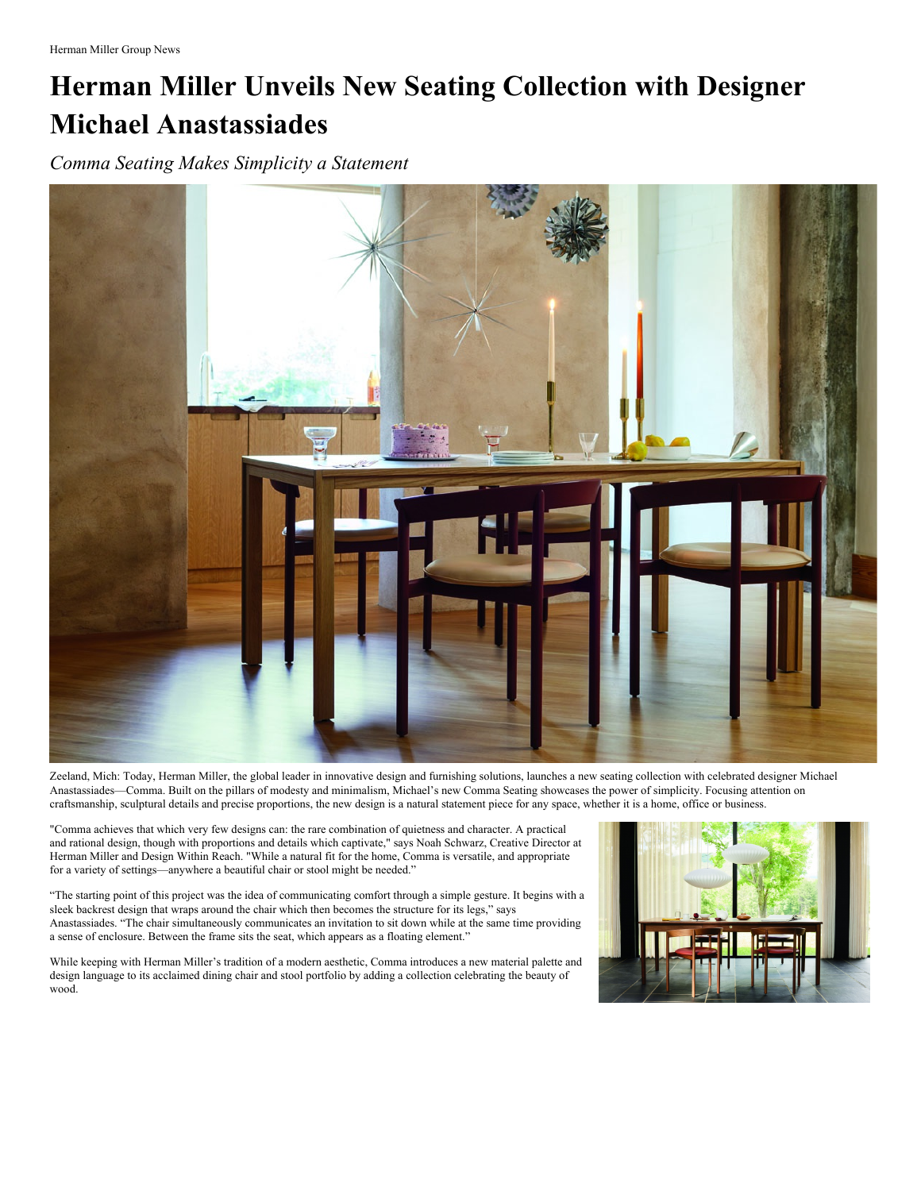Herman Miller Group News

# Herman Miller Unveils New Seating Collection with Designer Michael Anastassiades

*Comma Seating Makes Simplicity a Statement*

Zeeland, Mich: Today, Herman Miller, the global leader in innovative design and furnishing solutions, launches a new seating collection with celebrated designer Michael Anastassiades—Comma. Built on the pillars of modesty and minimalism, Michael's new Comma Seating showcases the power of simplicity. Focusing attention on craftsmanship, sculptural details and precise proportions, the new design is a natural statement piece for any space, whether it is a home, office or business.

"Comma achieves that which very few designs can: the rare combination of quietness and character. A practical and rational design, though with proportions and details which captivate," says Noah Schwarz, Creative Director at Herman Miller and Design Within Reach. "While a natural fit for the home, Comma is versatile, and appropriate for a variety of settings—anywhere a beautiful chair or stool might be needed."

"The starting point of this project was the idea of communicating comfort through a simple gesture. It begins with a sleek backrest design that wraps around the chair which then becomes the structure for its legs," says Anastassiades. "The chair simultaneously communicates an invitation to sit down while at the same time providing a sense of enclosure. Between the frame sits the seat, which appears as a floating element."

While keeping with Herman Miller's tradition of a modern aesthetic, Comma introduces a new material palette and design language to its acclaimed dining chair and stool portfolio by adding a collection celebrating the beauty of wood.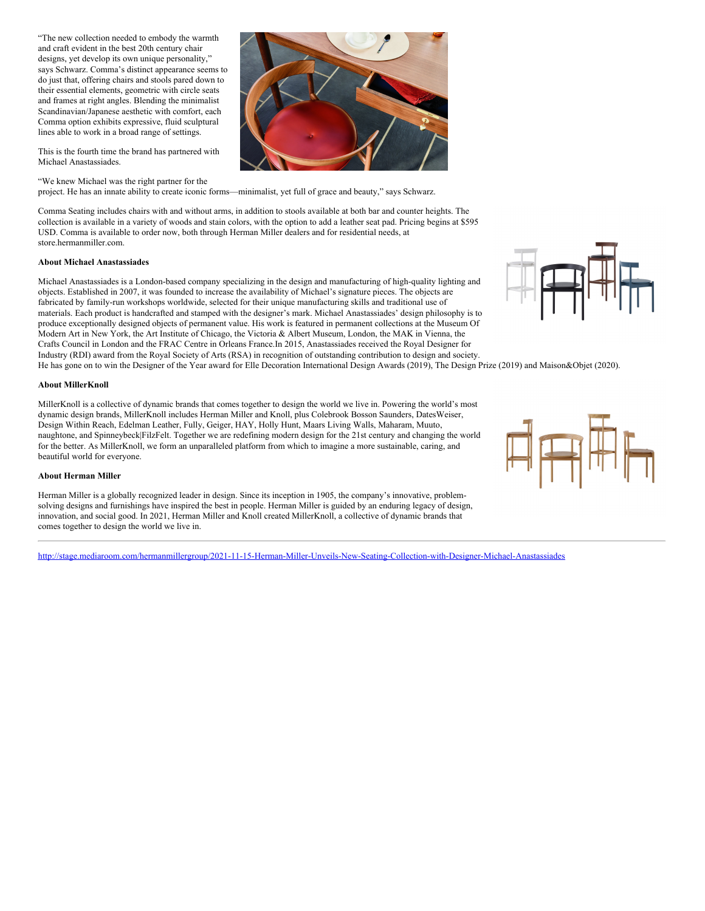"The new collection needed to embody the warmth and craft evident in the best 20th century chair designs, yet develop its own unique personality," says Schwarz. Comma's distinct appearance seems to do just that, offering chairs and stools pared down to their essential elements, geometric with circle seats and frames at right angles. Blending the minimalist Scandinavian/Japanese aesthetic with comfort, each Comma option exhibits expressive, fluid sculptural lines able to work in a broad range of settings.

This is the fourth time the brand has partnered with Michael Anastassiades.

"We knew Michael was the right partner for the project. He has an innate ability to create iconic forms—minimalist, yet full of grace and beauty," says Schwarz.

Comma Seating includes chairs with and without arms, in addition to stools available at both bar and counter heights. The collection is available in a variety of woods and stain colors, with the option to add a leather seat pad. Pricing begins at $595 USD. Comma is available to order now, both through Herman Miller dealers and for residential needs, at store.hermanmiller.com.

**About Michael Anastassiades**

Michael Anastassiades is a London-based company specializing in the design and manufacturing of high-quality lighting and objects. Established in 2007, it was founded to increase the availability of Michael's signature pieces. The objects are fabricated by family-run workshops worldwide, selected for their unique manufacturing skills and traditional use of materials. Each product is handcrafted and stamped with the designer's mark. Michael Anastassiades' design philosophy is to produce exceptionally designed objects of permanent value. His work is featured in permanent collections at the Museum Of Modern Art in New York, the Art Institute of Chicago, the Victoria & Albert Museum, London, the MAK in Vienna, the Crafts Council in London and the FRAC Centre in Orleans France.In 2015, Anastassiades received the Royal Designer for Industry (RDI) award from the Royal Society of Arts (RSA) in recognition of outstanding contribution to design and society. He has gone on to win the Designer of the Year award for Elle Decoration International Design Awards (2019), The Design Prize (2019) and Maison&Objet (2020).

**About MillerKnoll**

MillerKnoll is a collective of dynamic brands that comes together to design the world we live in. Powering the world's most dynamic design brands, MillerKnoll includes Herman Miller and Knoll, plus Colebrook Bosson Saunders, DatesWeiser, Design Within Reach, Edelman Leather, Fully, Geiger, HAY, Holly Hunt, Maars Living Walls, Maharam, Muuto, naughtone, and Spinneybeck|FilzFelt. Together we are redefining modern design for the 21st century and changing the world for the better. As MillerKnoll, we form an unparalleled platform from which to imagine a more sustainable, caring, and beautiful world for everyone.

**About Herman Miller**

Herman Miller is a globally recognized leader in design. Since its inception in 1905, the company's innovative, problem-solving designs and furnishings have inspired the best in people. Herman Miller is guided by an enduring legacy of design, innovation, and social good. In 2021, Herman Miller and Knoll created MillerKnoll, a collective of dynamic brands that comes together to design the world we live in.

---

http://stage.mediaroom.com/hermanmillergroup/2021-11-15-Herman-Miller-Unveils-New-Seating-Collection-with-Designer-Michael-Anastassiades